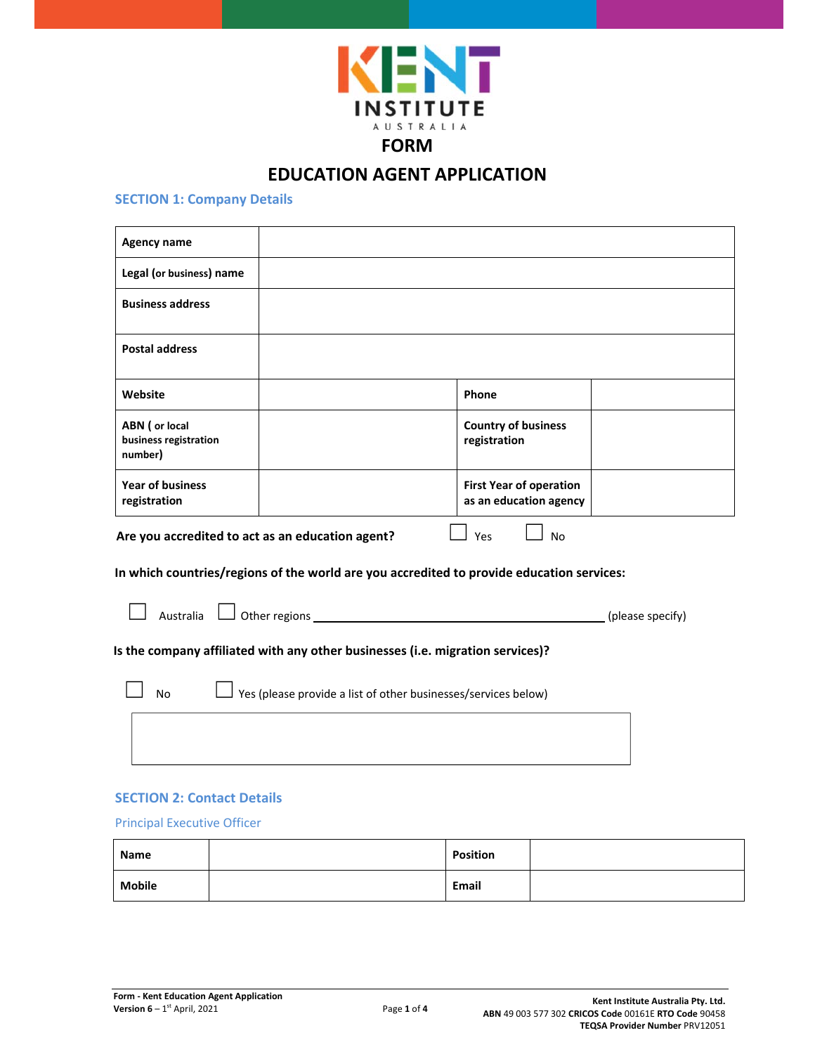KENT INSTITUTE AUSTRALIA

# FORM

# EDUCATION AGENT APPLICATION

## SECTION 1: Company Details

| | | | |
|---|---|---|---|
| **Agency name** | | | |
| **Legal (or business) name** | | | |
| **Business address** | | | |
| **Postal address** | | | |
| **Website** | | **Phone** | |
| **ABN ( or local business registration number)** | | **Country of business registration** | |
| **Year of business registration** | | **First Year of operation as an education agency** | |

**Are you accredited to act as an education agent?** ☐ Yes ☐ No

**In which countries/regions of the world are you accredited to provide education services:**

☐ Australia ☐ Other regions ______________________________ (please specify)

**Is the company affiliated with any other businesses (i.e. migration services)?**

☐ No ☐ Yes (please provide a list of other businesses/services below)

| |
|---|
| |

## SECTION 2: Contact Details

### Principal Executive Officer

| | | | |
|---|---|---|---|
| **Name** | | **Position** | |
| **Mobile** | | **Email** | |

Form - Kent Education Agent Application
Version 6 – 1st April, 2021

Kent Institute Australia Pty. Ltd.
ABN 49 003 577 302 CRICOS Code 00161E RTO Code 90458
TEQSA Provider Number PRV12051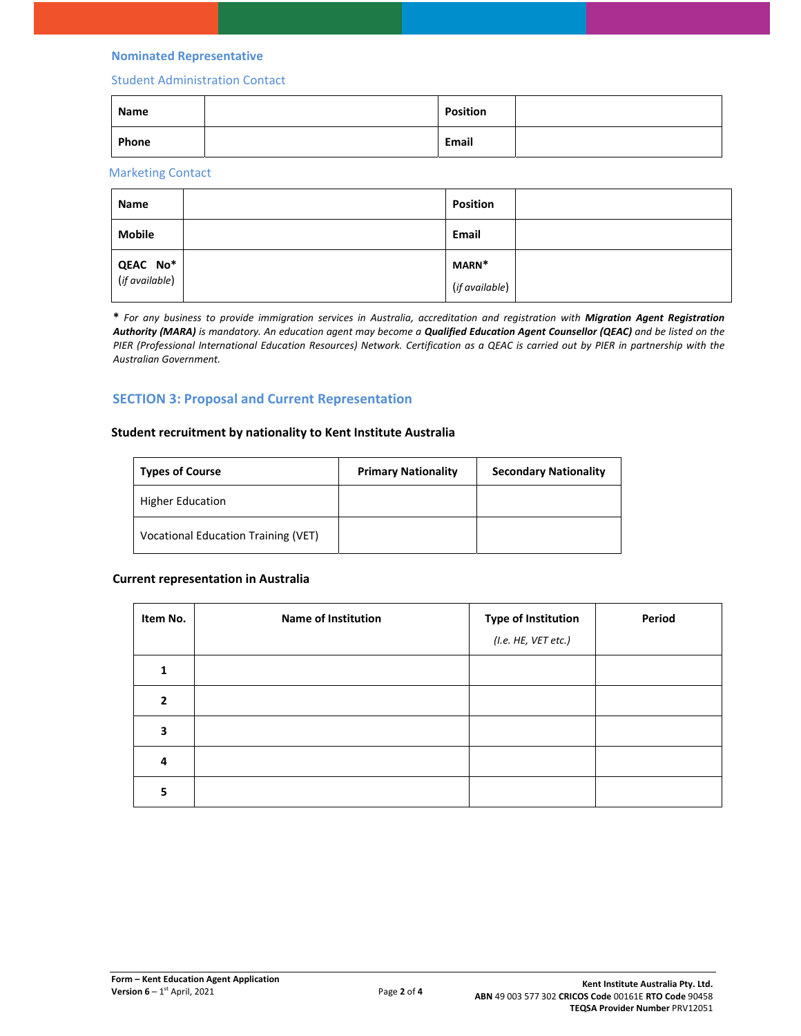### Nominated Representative

#### Student Administration Contact

| Name | | Position | |
|---|---|---|---|
| Phone | | Email | |

#### Marketing Contact

| Name | | Position | |
|---|---|---|---|
| Mobile | | Email | |
| QEAC No* (*if available*) | | MARN* (*if available*) | |

***** *For any business to provide immigration services in Australia, accreditation and registration with* ***Migration Agent Registration Authority (MARA)*** *is mandatory. An education agent may become a* ***Qualified Education Agent Counsellor (QEAC)*** *and be listed on the PIER (Professional International Education Resources) Network. Certification as a QEAC is carried out by PIER in partnership with the Australian Government.*

## SECTION 3: Proposal and Current Representation

**Student recruitment by nationality to Kent Institute Australia**

| Types of Course | Primary Nationality | Secondary Nationality |
|---|---|---|
| Higher Education | | |
| Vocational Education Training (VET) | | |

**Current representation in Australia**

| Item No. | Name of Institution | Type of Institution (*I.e. HE, VET etc.*) | Period |
|---|---|---|---|
| 1 | | | |
| 2 | | | |
| 3 | | | |
| 4 | | | |
| 5 | | | |

**Form – Kent Education Agent Application**
**Version 6** – 1st April, 2021

**Kent Institute Australia Pty. Ltd.**
**ABN** 49 003 577 302 **CRICOS Code** 00161E **RTO Code** 90458
**TEQSA Provider Number** PRV12051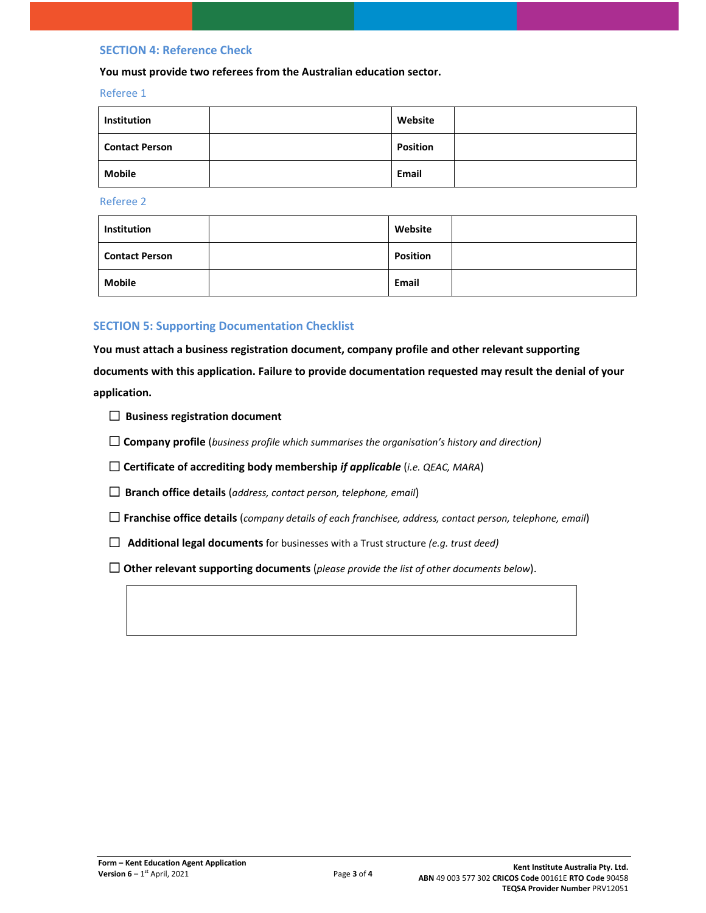## SECTION 4: Reference Check

**You must provide two referees from the Australian education sector.**

### Referee 1

| **Institution** | | **Website** | |
|---|---|---|---|
| **Contact Person** | | **Position** | |
| **Mobile** | | **Email** | |

### Referee 2

| **Institution** | | **Website** | |
|---|---|---|---|
| **Contact Person** | | **Position** | |
| **Mobile** | | **Email** | |

## SECTION 5: Supporting Documentation Checklist

**You must attach a business registration document, company profile and other relevant supporting documents with this application. Failure to provide documentation requested may result the denial of your application.**

☐ **Business registration document**

☐ **Company profile** (*business profile which summarises the organisation's history and direction)*

☐ **Certificate of accrediting body membership *if applicable*** (*i.e. QEAC, MARA*)

☐ **Branch office details** (*address, contact person, telephone, email*)

☐ **Franchise office details** (*company details of each franchisee, address, contact person, telephone, email*)

☐ **Additional legal documents** for businesses with a Trust structure *(e.g. trust deed)*

☐ **Other relevant supporting documents** (*please provide the list of other documents below*).

| |
|---|
| |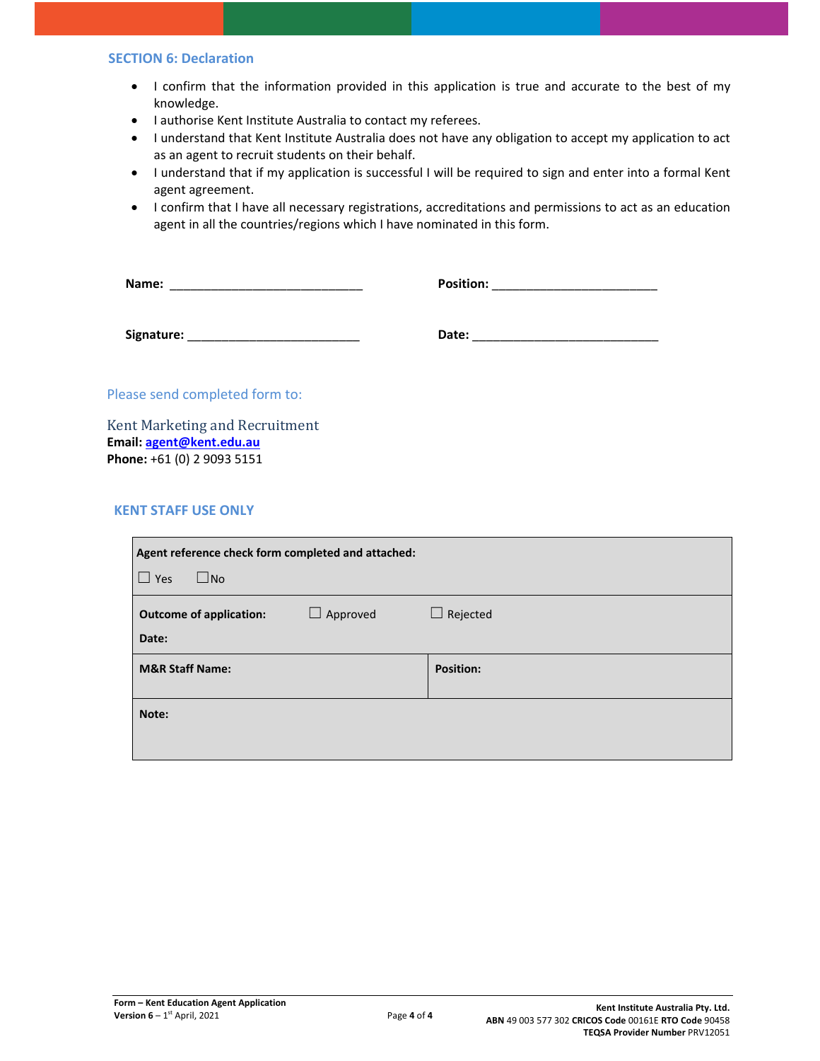## SECTION 6: Declaration

- I confirm that the information provided in this application is true and accurate to the best of my knowledge.
- I authorise Kent Institute Australia to contact my referees.
- I understand that Kent Institute Australia does not have any obligation to accept my application to act as an agent to recruit students on their behalf.
- I understand that if my application is successful I will be required to sign and enter into a formal Kent agent agreement.
- I confirm that I have all necessary registrations, accreditations and permissions to act as an education agent in all the countries/regions which I have nominated in this form.

**Name:** ____________________________ **Position:** ________________________

**Signature:** _________________________ **Date:** ___________________________

Please send completed form to:

Kent Marketing and Recruitment
**Email:** agent@kent.edu.au
**Phone:** +61 (0) 2 9093 5151

## KENT STAFF USE ONLY

| | |
|---|---|
| **Agent reference check form completed and attached:** ☐ Yes ☐ No | |
| **Outcome of application:** ☐ Approved ☐ Rejected<br>**Date:** | |
| **M&R Staff Name:** | **Position:** |
| **Note:** | |